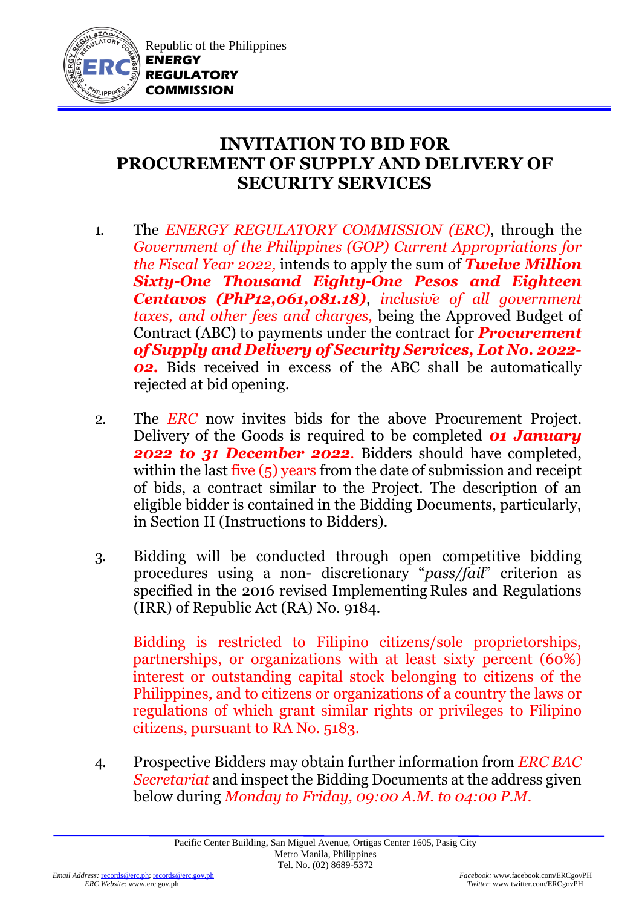Republic of the Philippines
**ENERGY REGULATORY COMMISSION**

# INVITATION TO BID FOR PROCUREMENT OF SUPPLY AND DELIVERY OF SECURITY SERVICES

1. The *ENERGY REGULATORY COMMISSION (ERC)*, through the *Government of the Philippines (GOP) Current Appropriations for the Fiscal Year 2022,* intends to apply the sum of ***Twelve Million Sixty-One Thousand Eighty-One Pesos and Eighteen Centavos (PhP12,061,081.18)***, *inclusive of all government taxes, and other fees and charges,* being the Approved Budget of Contract (ABC) to payments under the contract for ***Procurement of Supply and Delivery of Security Services, Lot No. 2022-02.*** Bids received in excess of the ABC shall be automatically rejected at bid opening.

2. The *ERC* now invites bids for the above Procurement Project. Delivery of the Goods is required to be completed ***01 January 2022 to 31 December 2022***. Bidders should have completed, within the last five (5) years from the date of submission and receipt of bids, a contract similar to the Project. The description of an eligible bidder is contained in the Bidding Documents, particularly, in Section II (Instructions to Bidders).

3. Bidding will be conducted through open competitive bidding procedures using a non- discretionary "*pass/fail*" criterion as specified in the 2016 revised Implementing Rules and Regulations (IRR) of Republic Act (RA) No. 9184.

   Bidding is restricted to Filipino citizens/sole proprietorships, partnerships, or organizations with at least sixty percent (60%) interest or outstanding capital stock belonging to citizens of the Philippines, and to citizens or organizations of a country the laws or regulations of which grant similar rights or privileges to Filipino citizens, pursuant to RA No. 5183.

4. Prospective Bidders may obtain further information from *ERC BAC Secretariat* and inspect the Bidding Documents at the address given below during *Monday to Friday, 09:00 A.M. to 04:00 P.M.*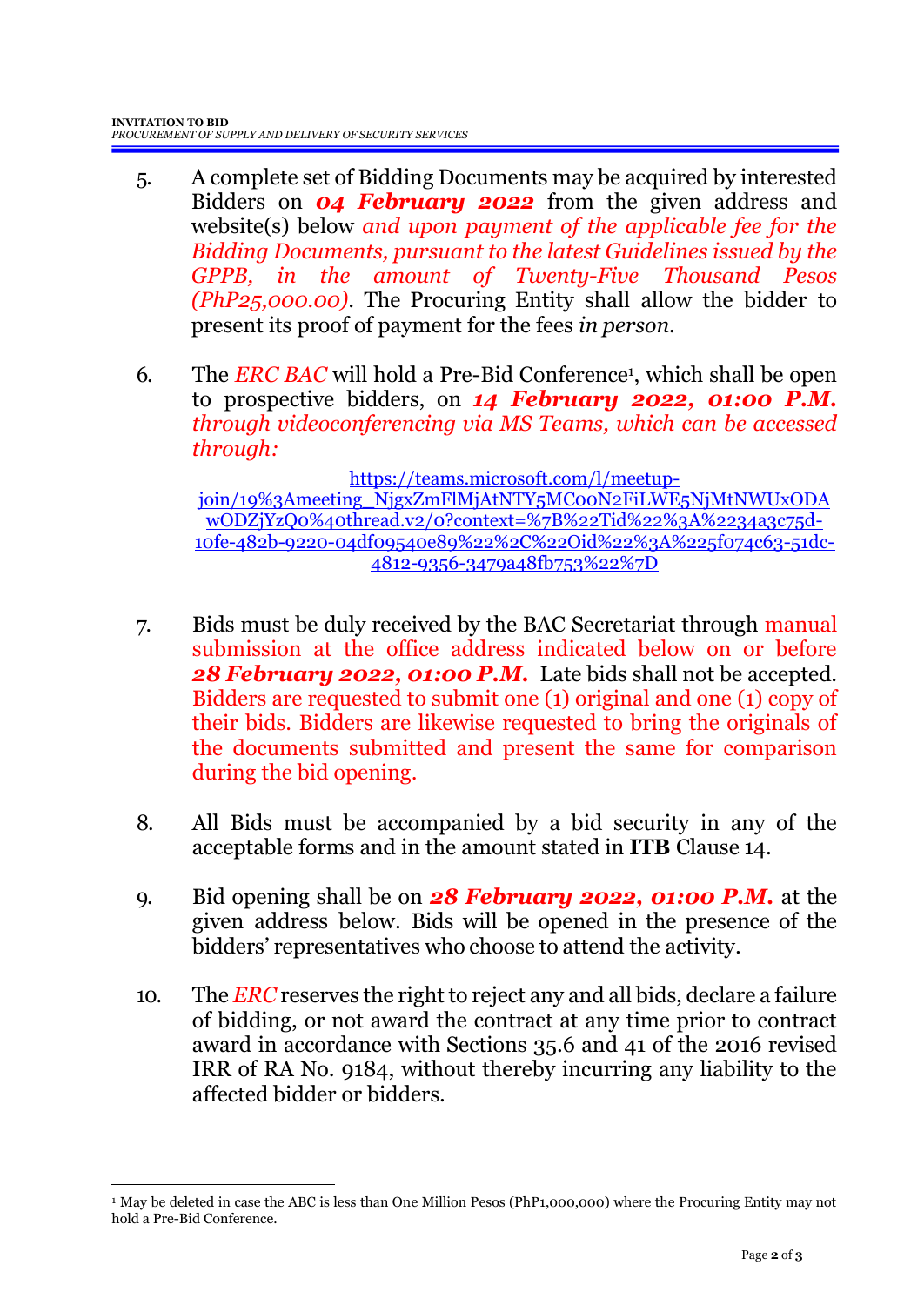5. A complete set of Bidding Documents may be acquired by interested Bidders on ***04 February 2022*** from the given address and website(s) below *and upon payment of the applicable fee for the Bidding Documents, pursuant to the latest Guidelines issued by the GPPB, in the amount of Twenty-Five Thousand Pesos (PhP25,000.00)*. The Procuring Entity shall allow the bidder to present its proof of payment for the fees *in person*.

6. The *ERC BAC* will hold a Pre-Bid Conference[1], which shall be open to prospective bidders, on ***14 February 2022, 01:00 P.M.*** *through videoconferencing via MS Teams, which can be accessed through:*

   https://teams.microsoft.com/l/meetup-join/19%3Ameeting_NjgxZmFlMjAtNTY5MC00N2FiLWE5NjMtNWUxODAwODZjYzQ0%40thread.v2/0?context=%7B%22Tid%22%3A%2234a3c75d-10fe-482b-9220-04df09540e89%22%2C%22Oid%22%3A%225f074c63-51dc-4812-9356-3479a48fb753%22%7D

7. Bids must be duly received by the BAC Secretariat through manual submission at the office address indicated below on or before ***28 February 2022, 01:00 P.M.*** Late bids shall not be accepted. Bidders are requested to submit one (1) original and one (1) copy of their bids. Bidders are likewise requested to bring the originals of the documents submitted and present the same for comparison during the bid opening.

8. All Bids must be accompanied by a bid security in any of the acceptable forms and in the amount stated in **ITB** Clause 14.

9. Bid opening shall be on ***28 February 2022, 01:00 P.M.*** at the given address below. Bids will be opened in the presence of the bidders' representatives who choose to attend the activity.

10. The *ERC* reserves the right to reject any and all bids, declare a failure of bidding, or not award the contract at any time prior to contract award in accordance with Sections 35.6 and 41 of the 2016 revised IRR of RA No. 9184, without thereby incurring any liability to the affected bidder or bidders.

---

[1] May be deleted in case the ABC is less than One Million Pesos (PhP1,000,000) where the Procuring Entity may not hold a Pre-Bid Conference.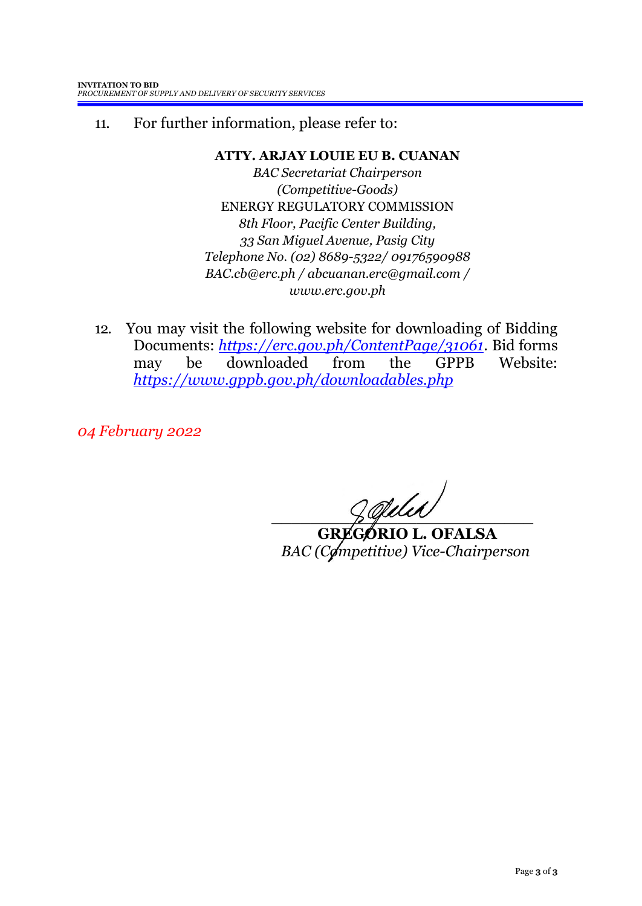11. For further information, please refer to:

**ATTY. ARJAY LOUIE EU B. CUANAN**
*BAC Secretariat Chairperson*
*(Competitive-Goods)*
ENERGY REGULATORY COMMISSION
*8th Floor, Pacific Center Building,*
*33 San Miguel Avenue, Pasig City*
*Telephone No. (02) 8689-5322/ 09176590988*
*BAC.cb@erc.ph / abcuanan.erc@gmail.com /*
*www.erc.gov.ph*

12. You may visit the following website for downloading of Bidding Documents: *https://erc.gov.ph/ContentPage/31061*. Bid forms may be downloaded from the GPPB Website: *https://www.gppb.gov.ph/downloadables.php*

*04 February 2022*

**GREGORIO L. OFALSA**
*BAC (Competitive) Vice-Chairperson*